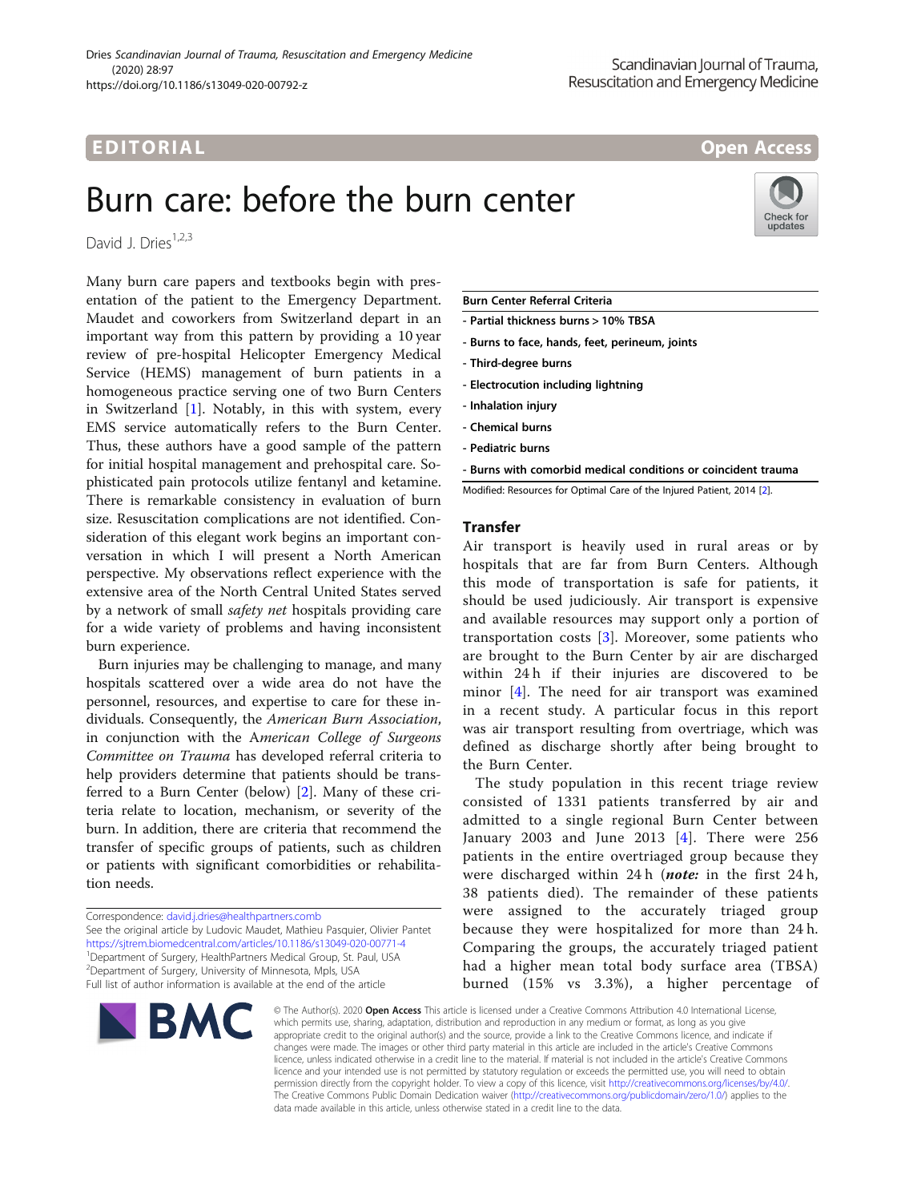EDITORIAL

Open Access

# Burn care: before the burn center

David J. Dries[1,2,3]

Many burn care papers and textbooks begin with presentation of the patient to the Emergency Department. Maudet and coworkers from Switzerland depart in an important way from this pattern by providing a 10 year review of pre-hospital Helicopter Emergency Medical Service (HEMS) management of burn patients in a homogeneous practice serving one of two Burn Centers in Switzerland [1]. Notably, in this with system, every EMS service automatically refers to the Burn Center. Thus, these authors have a good sample of the pattern for initial hospital management and prehospital care. Sophisticated pain protocols utilize fentanyl and ketamine. There is remarkable consistency in evaluation of burn size. Resuscitation complications are not identified. Consideration of this elegant work begins an important conversation in which I will present a North American perspective. My observations reflect experience with the extensive area of the North Central United States served by a network of small *safety net* hospitals providing care for a wide variety of problems and having inconsistent burn experience.

Burn injuries may be challenging to manage, and many hospitals scattered over a wide area do not have the personnel, resources, and expertise to care for these individuals. Consequently, the *American Burn Association*, in conjunction with the *American College of Surgeons Committee on Trauma* has developed referral criteria to help providers determine that patients should be transferred to a Burn Center (below) [2]. Many of these criteria relate to location, mechanism, or severity of the burn. In addition, there are criteria that recommend the transfer of specific groups of patients, such as children or patients with significant comorbidities or rehabilitation needs.

| Burn Center Referral Criteria |
|---|
| **- Partial thickness burns > 10% TBSA** |
| **- Burns to face, hands, feet, perineum, joints** |
| **- Third-degree burns** |
| **- Electrocution including lightning** |
| **- Inhalation injury** |
| **- Chemical burns** |
| **- Pediatric burns** |
| **- Burns with comorbid medical conditions or coincident trauma** |

Modified: Resources for Optimal Care of the Injured Patient, 2014 [2].

## Transfer

Air transport is heavily used in rural areas or by hospitals that are far from Burn Centers. Although this mode of transportation is safe for patients, it should be used judiciously. Air transport is expensive and available resources may support only a portion of transportation costs [3]. Moreover, some patients who are brought to the Burn Center by air are discharged within 24 h if their injuries are discovered to be minor [4]. The need for air transport was examined in a recent study. A particular focus in this report was air transport resulting from overtriage, which was defined as discharge shortly after being brought to the Burn Center.

The study population in this recent triage review consisted of 1331 patients transferred by air and admitted to a single regional Burn Center between January 2003 and June 2013 [4]. There were 256 patients in the entire overtriaged group because they were discharged within 24 h (***note:*** in the first 24 h, 38 patients died). The remainder of these patients were assigned to the accurately triaged group because they were hospitalized for more than 24 h. Comparing the groups, the accurately triaged patient had a higher mean total body surface area (TBSA) burned (15% vs 3.3%), a higher percentage of

Correspondence: david.j.dries@healthpartners.comb

See the original article by Ludovic Maudet, Mathieu Pasquier, Olivier Pantet https://sjtrem.biomedcentral.com/articles/10.1186/s13049-020-00771-4

[1]Department of Surgery, HealthPartners Medical Group, St. Paul, USA

[2]Department of Surgery, University of Minnesota, Mpls, USA

Full list of author information is available at the end of the article

© The Author(s). 2020 **Open Access** This article is licensed under a Creative Commons Attribution 4.0 International License, which permits use, sharing, adaptation, distribution and reproduction in any medium or format, as long as you give appropriate credit to the original author(s) and the source, provide a link to the Creative Commons licence, and indicate if changes were made. The images or other third party material in this article are included in the article's Creative Commons licence, unless indicated otherwise in a credit line to the material. If material is not included in the article's Creative Commons licence and your intended use is not permitted by statutory regulation or exceeds the permitted use, you will need to obtain permission directly from the copyright holder. To view a copy of this licence, visit http://creativecommons.org/licenses/by/4.0/. The Creative Commons Public Domain Dedication waiver (http://creativecommons.org/publicdomain/zero/1.0/) applies to the data made available in this article, unless otherwise stated in a credit line to the data.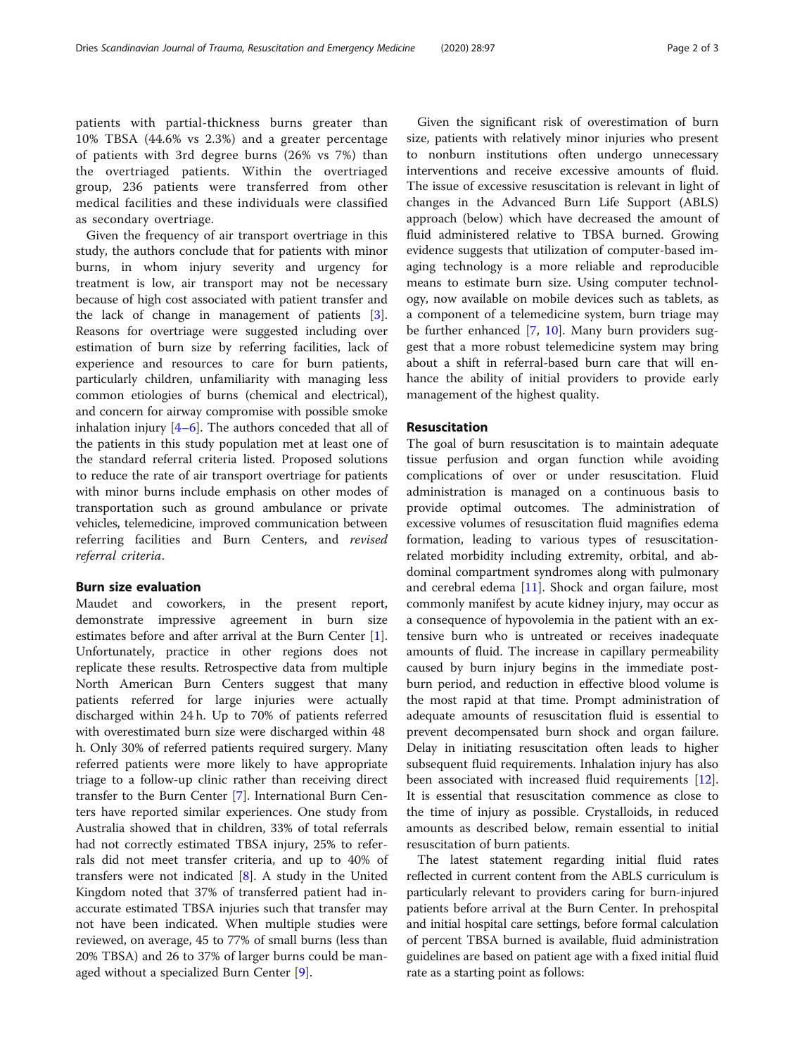patients with partial-thickness burns greater than 10% TBSA (44.6% vs 2.3%) and a greater percentage of patients with 3rd degree burns (26% vs 7%) than the overtriaged patients. Within the overtriaged group, 236 patients were transferred from other medical facilities and these individuals were classified as secondary overtriage.

Given the frequency of air transport overtriage in this study, the authors conclude that for patients with minor burns, in whom injury severity and urgency for treatment is low, air transport may not be necessary because of high cost associated with patient transfer and the lack of change in management of patients [3]. Reasons for overtriage were suggested including over estimation of burn size by referring facilities, lack of experience and resources to care for burn patients, particularly children, unfamiliarity with managing less common etiologies of burns (chemical and electrical), and concern for airway compromise with possible smoke inhalation injury [4–6]. The authors conceded that all of the patients in this study population met at least one of the standard referral criteria listed. Proposed solutions to reduce the rate of air transport overtriage for patients with minor burns include emphasis on other modes of transportation such as ground ambulance or private vehicles, telemedicine, improved communication between referring facilities and Burn Centers, and *revised referral criteria*.

## Burn size evaluation

Maudet and coworkers, in the present report, demonstrate impressive agreement in burn size estimates before and after arrival at the Burn Center [1]. Unfortunately, practice in other regions does not replicate these results. Retrospective data from multiple North American Burn Centers suggest that many patients referred for large injuries were actually discharged within 24 h. Up to 70% of patients referred with overestimated burn size were discharged within 48 h. Only 30% of referred patients required surgery. Many referred patients were more likely to have appropriate triage to a follow-up clinic rather than receiving direct transfer to the Burn Center [7]. International Burn Centers have reported similar experiences. One study from Australia showed that in children, 33% of total referrals had not correctly estimated TBSA injury, 25% to referrals did not meet transfer criteria, and up to 40% of transfers were not indicated [8]. A study in the United Kingdom noted that 37% of transferred patient had inaccurate estimated TBSA injuries such that transfer may not have been indicated. When multiple studies were reviewed, on average, 45 to 77% of small burns (less than 20% TBSA) and 26 to 37% of larger burns could be managed without a specialized Burn Center [9].

Given the significant risk of overestimation of burn size, patients with relatively minor injuries who present to nonburn institutions often undergo unnecessary interventions and receive excessive amounts of fluid. The issue of excessive resuscitation is relevant in light of changes in the Advanced Burn Life Support (ABLS) approach (below) which have decreased the amount of fluid administered relative to TBSA burned. Growing evidence suggests that utilization of computer-based imaging technology is a more reliable and reproducible means to estimate burn size. Using computer technology, now available on mobile devices such as tablets, as a component of a telemedicine system, burn triage may be further enhanced [7, 10]. Many burn providers suggest that a more robust telemedicine system may bring about a shift in referral-based burn care that will enhance the ability of initial providers to provide early management of the highest quality.

## Resuscitation

The goal of burn resuscitation is to maintain adequate tissue perfusion and organ function while avoiding complications of over or under resuscitation. Fluid administration is managed on a continuous basis to provide optimal outcomes. The administration of excessive volumes of resuscitation fluid magnifies edema formation, leading to various types of resuscitation-related morbidity including extremity, orbital, and abdominal compartment syndromes along with pulmonary and cerebral edema [11]. Shock and organ failure, most commonly manifest by acute kidney injury, may occur as a consequence of hypovolemia in the patient with an extensive burn who is untreated or receives inadequate amounts of fluid. The increase in capillary permeability caused by burn injury begins in the immediate post-burn period, and reduction in effective blood volume is the most rapid at that time. Prompt administration of adequate amounts of resuscitation fluid is essential to prevent decompensated burn shock and organ failure. Delay in initiating resuscitation often leads to higher subsequent fluid requirements. Inhalation injury has also been associated with increased fluid requirements [12]. It is essential that resuscitation commence as close to the time of injury as possible. Crystalloids, in reduced amounts as described below, remain essential to initial resuscitation of burn patients.

The latest statement regarding initial fluid rates reflected in current content from the ABLS curriculum is particularly relevant to providers caring for burn-injured patients before arrival at the Burn Center. In prehospital and initial hospital care settings, before formal calculation of percent TBSA burned is available, fluid administration guidelines are based on patient age with a fixed initial fluid rate as a starting point as follows: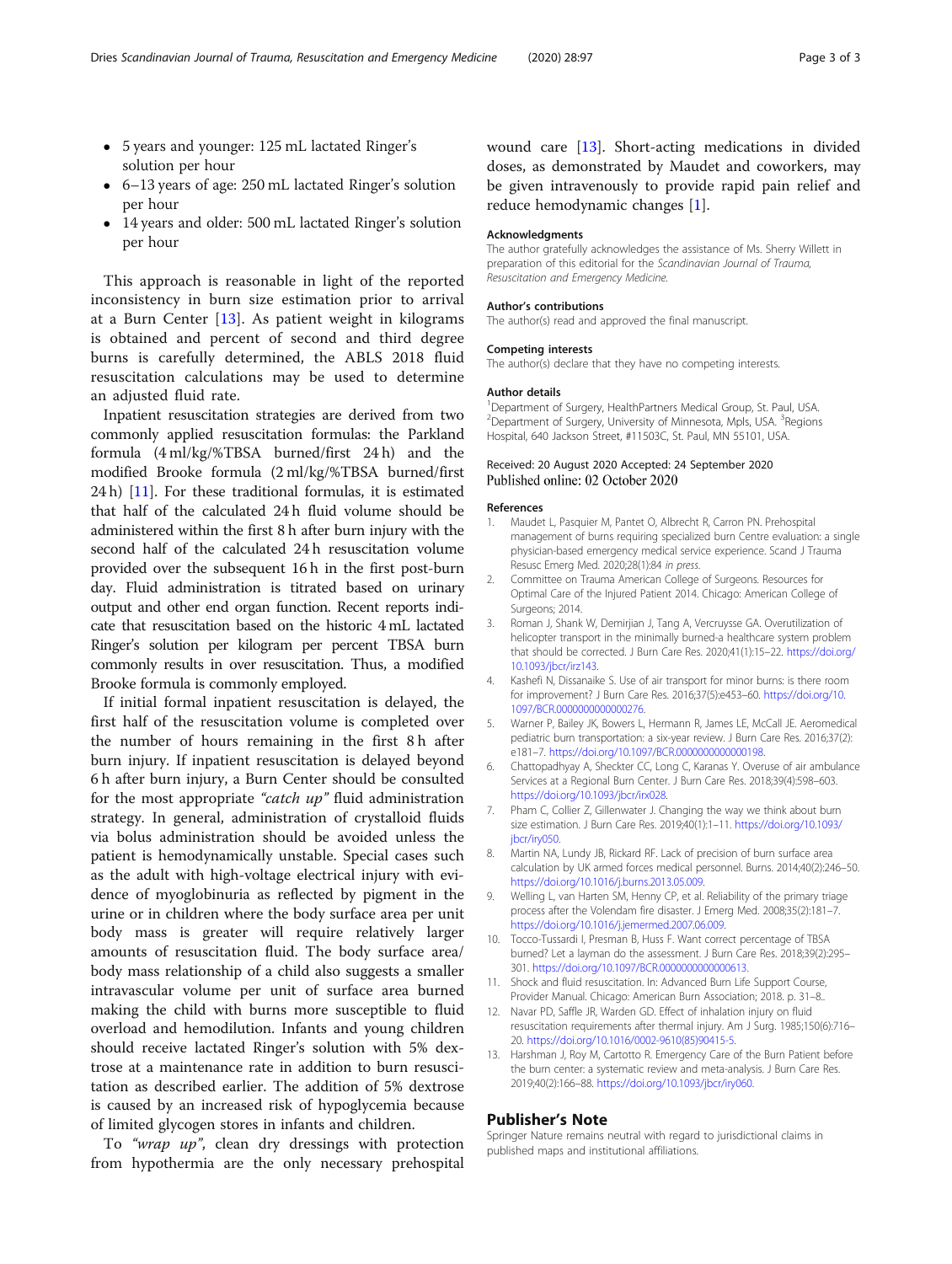- 5 years and younger: 125 mL lactated Ringer's solution per hour
- 6–13 years of age: 250 mL lactated Ringer's solution per hour
- 14 years and older: 500 mL lactated Ringer's solution per hour

This approach is reasonable in light of the reported inconsistency in burn size estimation prior to arrival at a Burn Center [13]. As patient weight in kilograms is obtained and percent of second and third degree burns is carefully determined, the ABLS 2018 fluid resuscitation calculations may be used to determine an adjusted fluid rate.

Inpatient resuscitation strategies are derived from two commonly applied resuscitation formulas: the Parkland formula (4 ml/kg/%TBSA burned/first 24 h) and the modified Brooke formula (2 ml/kg/%TBSA burned/first 24 h) [11]. For these traditional formulas, it is estimated that half of the calculated 24 h fluid volume should be administered within the first 8 h after burn injury with the second half of the calculated 24 h resuscitation volume provided over the subsequent 16 h in the first post-burn day. Fluid administration is titrated based on urinary output and other end organ function. Recent reports indicate that resuscitation based on the historic 4 mL lactated Ringer's solution per kilogram per percent TBSA burn commonly results in over resuscitation. Thus, a modified Brooke formula is commonly employed.

If initial formal inpatient resuscitation is delayed, the first half of the resuscitation volume is completed over the number of hours remaining in the first 8 h after burn injury. If inpatient resuscitation is delayed beyond 6 h after burn injury, a Burn Center should be consulted for the most appropriate *"catch up"* fluid administration strategy. In general, administration of crystalloid fluids via bolus administration should be avoided unless the patient is hemodynamically unstable. Special cases such as the adult with high-voltage electrical injury with evidence of myoglobinuria as reflected by pigment in the urine or in children where the body surface area per unit body mass is greater will require relatively larger amounts of resuscitation fluid. The body surface area/ body mass relationship of a child also suggests a smaller intravascular volume per unit of surface area burned making the child with burns more susceptible to fluid overload and hemodilution. Infants and young children should receive lactated Ringer's solution with 5% dextrose at a maintenance rate in addition to burn resuscitation as described earlier. The addition of 5% dextrose is caused by an increased risk of hypoglycemia because of limited glycogen stores in infants and children.

To *"wrap up"*, clean dry dressings with protection from hypothermia are the only necessary prehospital wound care [13]. Short-acting medications in divided doses, as demonstrated by Maudet and coworkers, may be given intravenously to provide rapid pain relief and reduce hemodynamic changes [1].

### Acknowledgments

The author gratefully acknowledges the assistance of Ms. Sherry Willett in preparation of this editorial for the *Scandinavian Journal of Trauma, Resuscitation and Emergency Medicine.*

### Author's contributions

The author(s) read and approved the final manuscript.

### Competing interests

The author(s) declare that they have no competing interests.

### Author details

[1]Department of Surgery, HealthPartners Medical Group, St. Paul, USA. [2]Department of Surgery, University of Minnesota, Mpls, USA. [3]Regions Hospital, 640 Jackson Street, #11503C, St. Paul, MN 55101, USA.

Received: 20 August 2020 Accepted: 24 September 2020
Published online: 02 October 2020

### References

1. Maudet L, Pasquier M, Pantet O, Albrecht R, Carron PN. Prehospital management of burns requiring specialized burn Centre evaluation: a single physician-based emergency medical service experience. Scand J Trauma Resusc Emerg Med. 2020;28(1):84 *in press*.
2. Committee on Trauma American College of Surgeons. Resources for Optimal Care of the Injured Patient 2014. Chicago: American College of Surgeons; 2014.
3. Roman J, Shank W, Demirjian A, Tang A, Vercruysse GA. Overutilization of helicopter transport in the minimally burned-a healthcare system problem that should be corrected. J Burn Care Res. 2020;41(1):15–22. https://doi.org/10.1093/jbcr/irz143.
4. Kashefi N, Dissanaike S. Use of air transport for minor burns: is there room for improvement? J Burn Care Res. 2016;37(5):e453–60. https://doi.org/10.1097/BCR.0000000000000276.
5. Warner P, Bailey JK, Bowers L, Hermann R, James LE, McCall JE. Aeromedical pediatric burn transportation: a six-year review. J Burn Care Res. 2016;37(2):e181–7. https://doi.org/10.1097/BCR.0000000000000198.
6. Chattopadhyay A, Sheckter CC, Long C, Karanas Y. Overuse of air ambulance Services at a Regional Burn Center. J Burn Care Res. 2018;39(4):598–603. https://doi.org/10.1093/jbcr/irx028.
7. Pham C, Collier Z, Gillenwater J. Changing the way we think about burn size estimation. J Burn Care Res. 2019;40(1):1–11. https://doi.org/10.1093/jbcr/iry050.
8. Martin NA, Lundy JB, Rickard RF. Lack of precision of burn surface area calculation by UK armed forces medical personnel. Burns. 2014;40(2):246–50. https://doi.org/10.1016/j.burns.2013.05.009.
9. Welling L, van Harten SM, Henny CP, et al. Reliability of the primary triage process after the Volendam fire disaster. J Emerg Med. 2008;35(2):181–7. https://doi.org/10.1016/j.jemermed.2007.06.009.
10. Tocco-Tussardi I, Presman B, Huss F. Want correct percentage of TBSA burned? Let a layman do the assessment. J Burn Care Res. 2018;39(2):295–301. https://doi.org/10.1097/BCR.0000000000000613.
11. Shock and fluid resuscitation. In: Advanced Burn Life Support Course, Provider Manual. Chicago: American Burn Association; 2018. p. 31–8..
12. Navar PD, Saffle JR, Warden GD. Effect of inhalation injury on fluid resuscitation requirements after thermal injury. Am J Surg. 1985;150(6):716–20. https://doi.org/10.1016/0002-9610(85)90415-5.
13. Harshman J, Roy M, Cartotto R. Emergency Care of the Burn Patient before the burn center: a systematic review and meta-analysis. J Burn Care Res. 2019;40(2):166–88. https://doi.org/10.1093/jbcr/iry060.

## Publisher's Note

Springer Nature remains neutral with regard to jurisdictional claims in published maps and institutional affiliations.